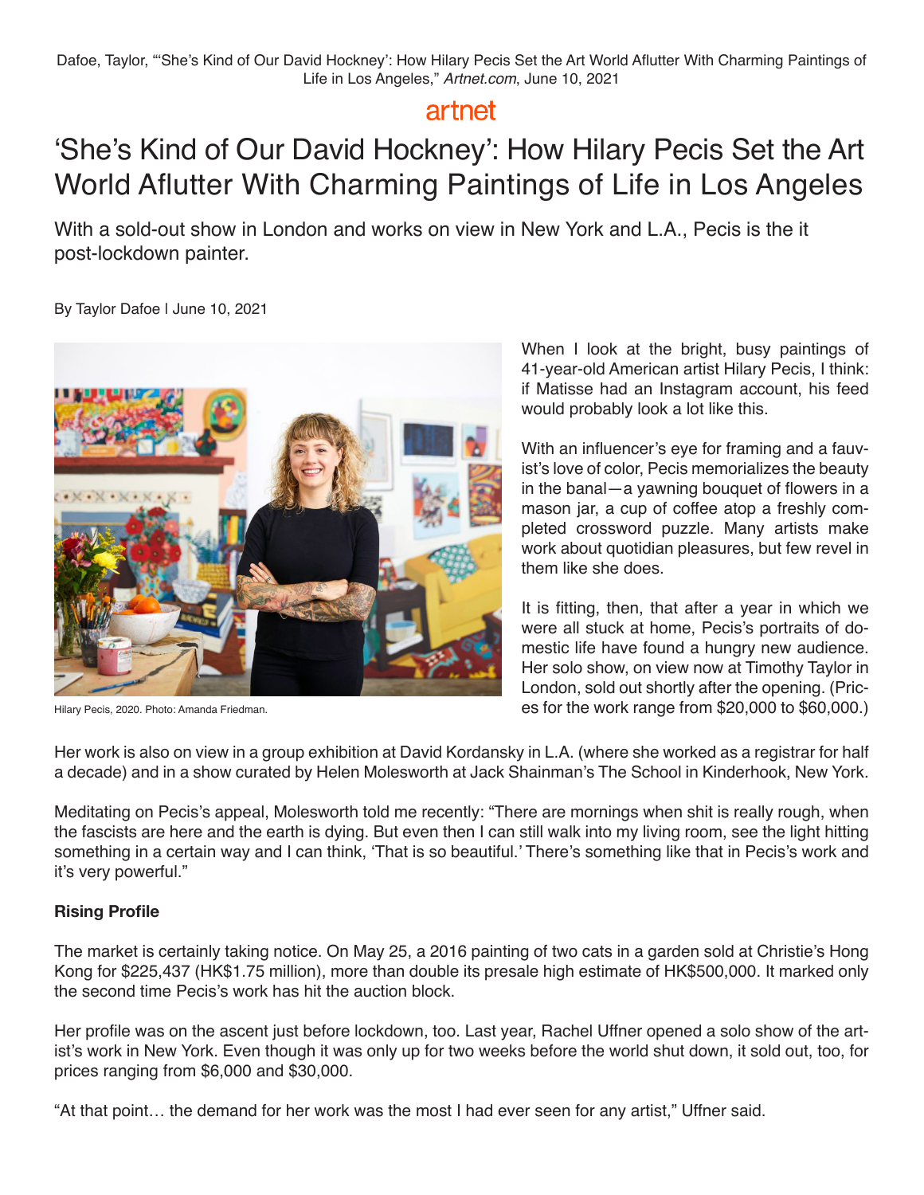Dafoe, Taylor, "'She's Kind of Our David Hockney': How Hilary Pecis Set the Art World Aflutter With Charming Paintings of Life in Los Angeles," *Artnet.com*, June 10, 2021

artnet

# 'She's Kind of Our David Hockney': How Hilary Pecis Set the Art World Aflutter With Charming Paintings of Life in Los Angeles

With a sold-out show in London and works on view in New York and L.A., Pecis is the it post-lockdown painter.

By Taylor Dafoe | June 10, 2021

Hilary Pecis, 2020. Photo: Amanda Friedman.

When I look at the bright, busy paintings of 41-year-old American artist Hilary Pecis, I think: if Matisse had an Instagram account, his feed would probably look a lot like this.

With an influencer's eye for framing and a fauvist's love of color, Pecis memorializes the beauty in the banal—a yawning bouquet of flowers in a mason jar, a cup of coffee atop a freshly completed crossword puzzle. Many artists make work about quotidian pleasures, but few revel in them like she does.

It is fitting, then, that after a year in which we were all stuck at home, Pecis's portraits of domestic life have found a hungry new audience. Her solo show, on view now at Timothy Taylor in London, sold out shortly after the opening. (Prices for the work range from $20,000 to $60,000.)

Her work is also on view in a group exhibition at David Kordansky in L.A. (where she worked as a registrar for half a decade) and in a show curated by Helen Molesworth at Jack Shainman's The School in Kinderhook, New York.

Meditating on Pecis's appeal, Molesworth told me recently: "There are mornings when shit is really rough, when the fascists are here and the earth is dying. But even then I can still walk into my living room, see the light hitting something in a certain way and I can think, 'That is so beautiful.' There's something like that in Pecis's work and it's very powerful."

**Rising Profile**

The market is certainly taking notice. On May 25, a 2016 painting of two cats in a garden sold at Christie's Hong Kong for $225,437 (HK$1.75 million), more than double its presale high estimate of HK$500,000. It marked only the second time Pecis's work has hit the auction block.

Her profile was on the ascent just before lockdown, too. Last year, Rachel Uffner opened a solo show of the artist's work in New York. Even though it was only up for two weeks before the world shut down, it sold out, too, for prices ranging from $6,000 and $30,000.

"At that point… the demand for her work was the most I had ever seen for any artist," Uffner said.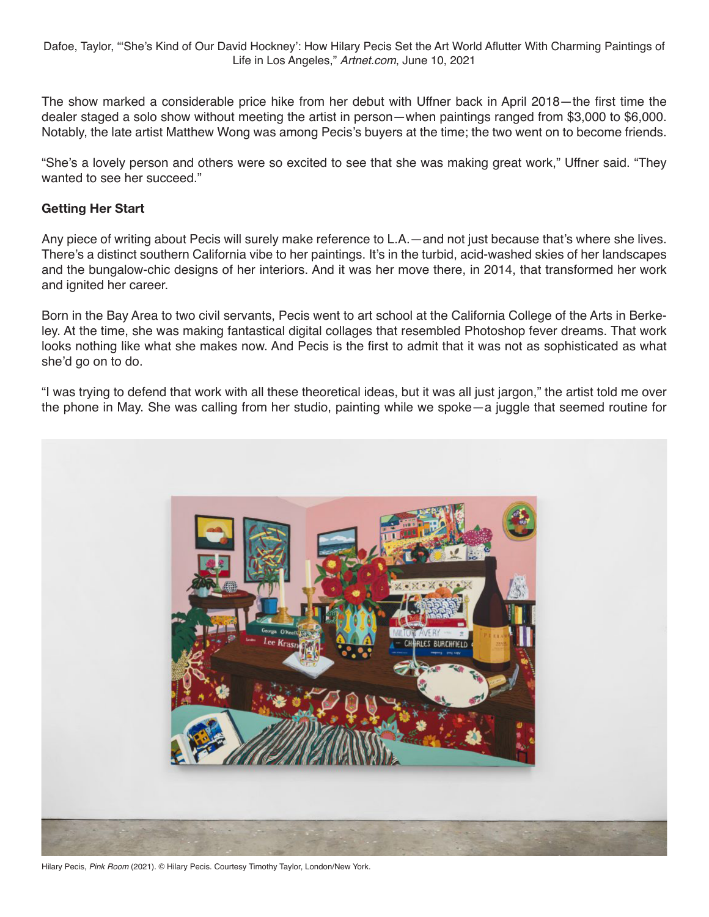The show marked a considerable price hike from her debut with Uffner back in April 2018—the first time the dealer staged a solo show without meeting the artist in person—when paintings ranged from $3,000 to $6,000. Notably, the late artist Matthew Wong was among Pecis's buyers at the time; the two went on to become friends.

"She's a lovely person and others were so excited to see that she was making great work," Uffner said. "They wanted to see her succeed."

**Getting Her Start**

Any piece of writing about Pecis will surely make reference to L.A.—and not just because that's where she lives. There's a distinct southern California vibe to her paintings. It's in the turbid, acid-washed skies of her landscapes and the bungalow-chic designs of her interiors. And it was her move there, in 2014, that transformed her work and ignited her career.

Born in the Bay Area to two civil servants, Pecis went to art school at the California College of the Arts in Berkeley. At the time, she was making fantastical digital collages that resembled Photoshop fever dreams. That work looks nothing like what she makes now. And Pecis is the first to admit that it was not as sophisticated as what she'd go on to do.

"I was trying to defend that work with all these theoretical ideas, but it was all just jargon," the artist told me over the phone in May. She was calling from her studio, painting while we spoke—a juggle that seemed routine for

Hilary Pecis, *Pink Room* (2021). © Hilary Pecis. Courtesy Timothy Taylor, London/New York.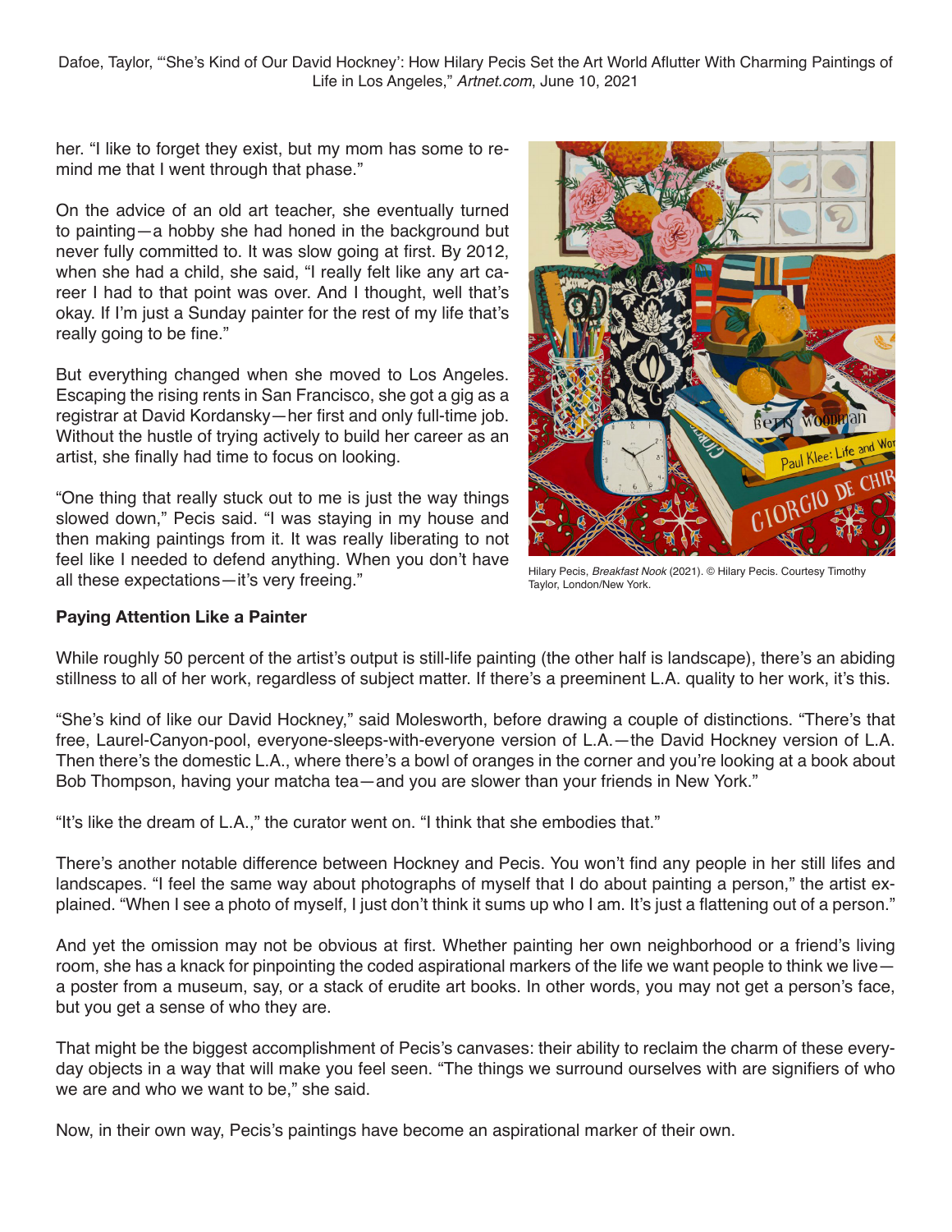her. "I like to forget they exist, but my mom has some to remind me that I went through that phase."

On the advice of an old art teacher, she eventually turned to painting—a hobby she had honed in the background but never fully committed to. It was slow going at first. By 2012, when she had a child, she said, "I really felt like any art career I had to that point was over. And I thought, well that's okay. If I'm just a Sunday painter for the rest of my life that's really going to be fine."

But everything changed when she moved to Los Angeles. Escaping the rising rents in San Francisco, she got a gig as a registrar at David Kordansky—her first and only full-time job. Without the hustle of trying actively to build her career as an artist, she finally had time to focus on looking.

"One thing that really stuck out to me is just the way things slowed down," Pecis said. "I was staying in my house and then making paintings from it. It was really liberating to not feel like I needed to defend anything. When you don't have all these expectations—it's very freeing."

Hilary Pecis, *Breakfast Nook* (2021). © Hilary Pecis. Courtesy Timothy Taylor, London/New York.

**Paying Attention Like a Painter**

While roughly 50 percent of the artist's output is still-life painting (the other half is landscape), there's an abiding stillness to all of her work, regardless of subject matter. If there's a preeminent L.A. quality to her work, it's this.

"She's kind of like our David Hockney," said Molesworth, before drawing a couple of distinctions. "There's that free, Laurel-Canyon-pool, everyone-sleeps-with-everyone version of L.A.—the David Hockney version of L.A. Then there's the domestic L.A., where there's a bowl of oranges in the corner and you're looking at a book about Bob Thompson, having your matcha tea—and you are slower than your friends in New York."

"It's like the dream of L.A.," the curator went on. "I think that she embodies that."

There's another notable difference between Hockney and Pecis. You won't find any people in her still lifes and landscapes. "I feel the same way about photographs of myself that I do about painting a person," the artist explained. "When I see a photo of myself, I just don't think it sums up who I am. It's just a flattening out of a person."

And yet the omission may not be obvious at first. Whether painting her own neighborhood or a friend's living room, she has a knack for pinpointing the coded aspirational markers of the life we want people to think we live—a poster from a museum, say, or a stack of erudite art books. In other words, you may not get a person's face, but you get a sense of who they are.

That might be the biggest accomplishment of Pecis's canvases: their ability to reclaim the charm of these everyday objects in a way that will make you feel seen. "The things we surround ourselves with are signifiers of who we are and who we want to be," she said.

Now, in their own way, Pecis's paintings have become an aspirational marker of their own.